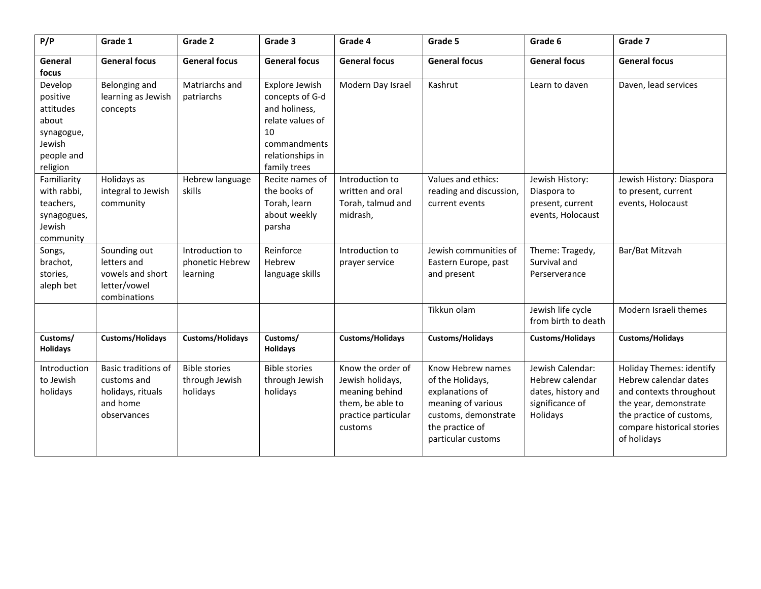| P/P | Grade 1 | Grade 2 | Grade 3 | Grade 4 | Grade 5 | Grade 6 | Grade 7 |
|---|---|---|---|---|---|---|---|
| **General focus** | **General focus** | **General focus** | **General focus** | **General focus** | **General focus** | **General focus** | **General focus** |
| Develop positive attitudes about synagogue, Jewish people and religion | Belonging and learning as Jewish concepts | Matriarchs and patriarchs | Explore Jewish concepts of G-d and holiness, relate values of 10 commandments relationships in family trees | Modern Day Israel | Kashrut | Learn to daven | Daven, lead services |
| Familiarity with rabbi, teachers, synagogues, Jewish community | Holidays as integral to Jewish community | Hebrew language skills | Recite names of the books of Torah, learn about weekly parsha | Introduction to written and oral Torah, talmud and midrash, | Values and ethics: reading and discussion, current events | Jewish History: Diaspora to present, current events, Holocaust | Jewish History: Diaspora to present, current events, Holocaust |
| Songs, brachot, stories, aleph bet | Sounding out letters and vowels and short letter/vowel combinations | Introduction to phonetic Hebrew learning | Reinforce Hebrew language skills | Introduction to prayer service | Jewish communities of Eastern Europe, past and present | Theme: Tragedy, Survival and Perserverance | Bar/Bat Mitzvah |
| | | | | | Tikkun olam | Jewish life cycle from birth to death | Modern Israeli themes |
| **Customs/ Holidays** | **Customs/Holidays** | **Customs/Holidays** | **Customs/ Holidays** | **Customs/Holidays** | **Customs/Holidays** | **Customs/Holidays** | **Customs/Holidays** |
| Introduction to Jewish holidays | Basic traditions of customs and holidays, rituals and home observances | Bible stories through Jewish holidays | Bible stories through Jewish holidays | Know the order of Jewish holidays, meaning behind them, be able to practice particular customs | Know Hebrew names of the Holidays, explanations of meaning of various customs, demonstrate the practice of particular customs | Jewish Calendar: Hebrew calendar dates, history and significance of Holidays | Holiday Themes: identify Hebrew calendar dates and contexts throughout the year, demonstrate the practice of customs, compare historical stories of holidays |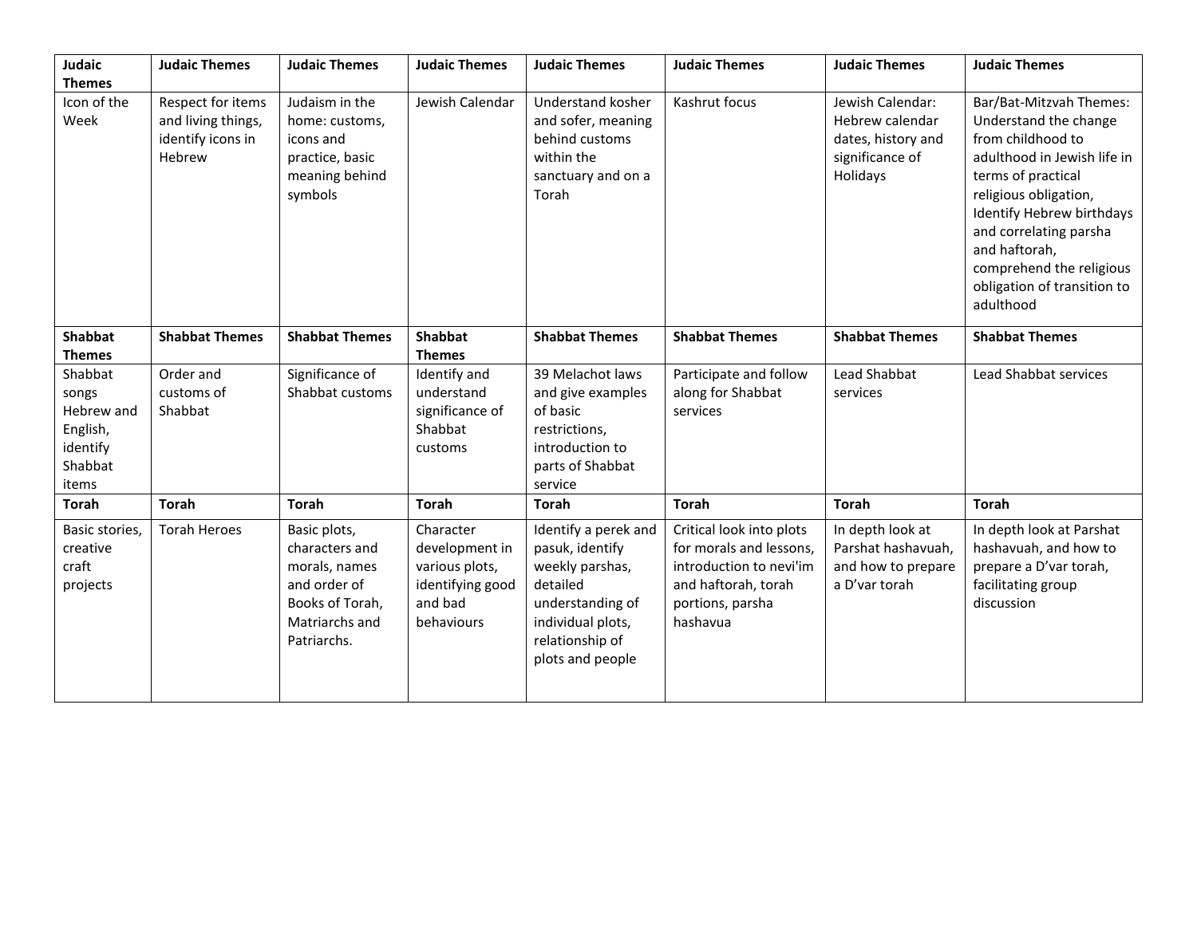| **Judaic Themes** | **Judaic Themes** | **Judaic Themes** | **Judaic Themes** | **Judaic Themes** | **Judaic Themes** | **Judaic Themes** | **Judaic Themes** |
|---|---|---|---|---|---|---|---|
| Icon of the Week | Respect for items and living things, identify icons in Hebrew | Judaism in the home: customs, icons and practice, basic meaning behind symbols | Jewish Calendar | Understand kosher and sofer, meaning behind customs within the sanctuary and on a Torah | Kashrut focus | Jewish Calendar: Hebrew calendar dates, history and significance of Holidays | Bar/Bat-Mitzvah Themes: Understand the change from childhood to adulthood in Jewish life in terms of practical religious obligation, Identify Hebrew birthdays and correlating parsha and haftorah, comprehend the religious obligation of transition to adulthood |
| **Shabbat Themes** | **Shabbat Themes** | **Shabbat Themes** | **Shabbat Themes** | **Shabbat Themes** | **Shabbat Themes** | **Shabbat Themes** | **Shabbat Themes** |
| Shabbat songs Hebrew and English, identify Shabbat items | Order and customs of Shabbat | Significance of Shabbat customs | Identify and understand significance of Shabbat customs | 39 Melachot laws and give examples of basic restrictions, introduction to parts of Shabbat service | Participate and follow along for Shabbat services | Lead Shabbat services | Lead Shabbat services |
| **Torah** | **Torah** | **Torah** | **Torah** | **Torah** | **Torah** | **Torah** | **Torah** |
| Basic stories, creative craft projects | Torah Heroes | Basic plots, characters and morals, names and order of Books of Torah, Matriarchs and Patriarchs. | Character development in various plots, identifying good and bad behaviours | Identify a perek and pasuk, identify weekly parshas, detailed understanding of individual plots, relationship of plots and people | Critical look into plots for morals and lessons, introduction to nevi'im and haftorah, torah portions, parsha hashavua | In depth look at Parshat hashavuah, and how to prepare a D'var torah | In depth look at Parshat hashavuah, and how to prepare a D'var torah, facilitating group discussion |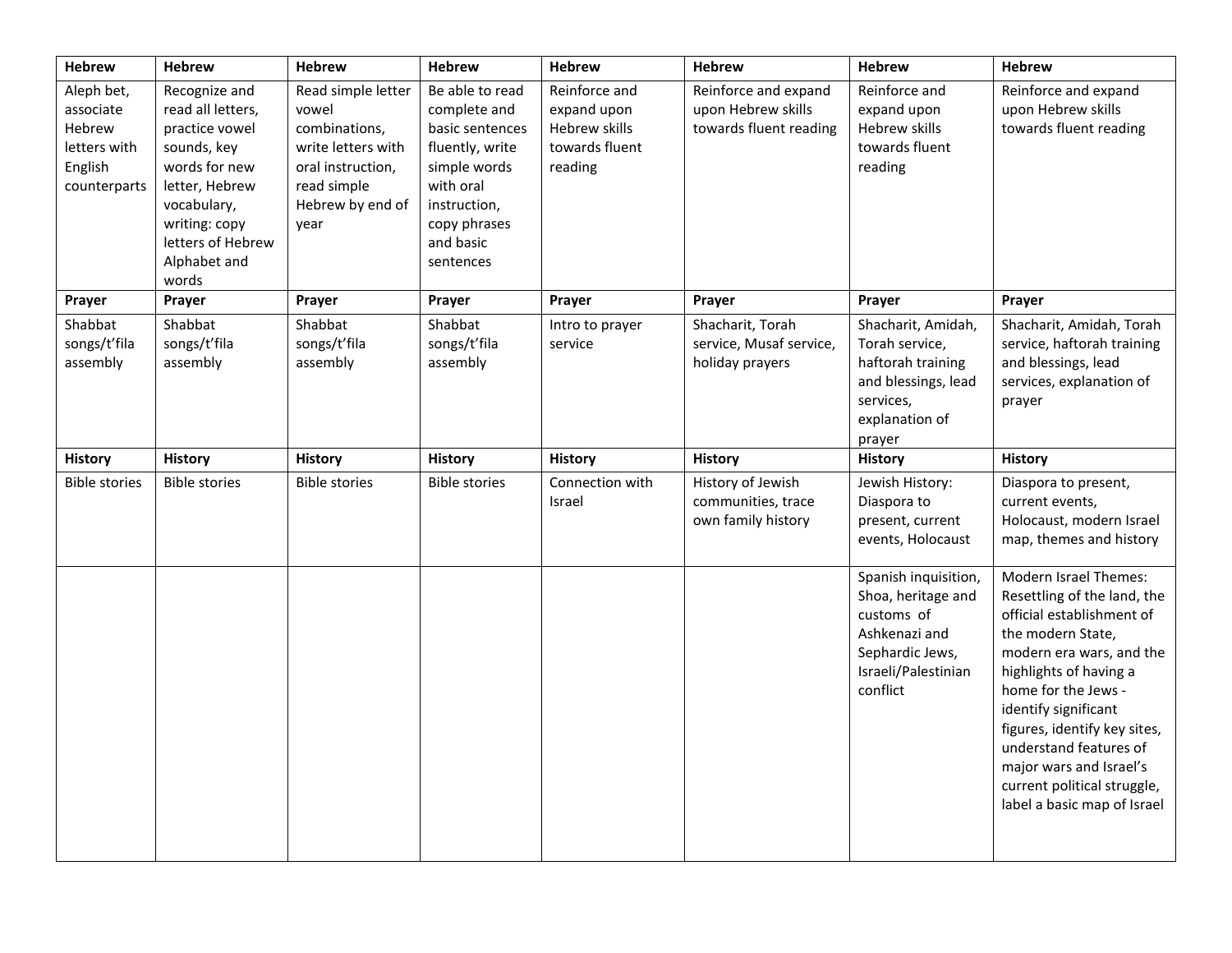| | | | | | | | |
|---|---|---|---|---|---|---|---|
| **Hebrew** | **Hebrew** | **Hebrew** | **Hebrew** | **Hebrew** | **Hebrew** | **Hebrew** | **Hebrew** |
| Aleph bet, associate Hebrew letters with English counterparts | Recognize and read all letters, practice vowel sounds, key words for new letter, Hebrew vocabulary, writing: copy letters of Hebrew Alphabet and words | Read simple letter vowel combinations, write letters with oral instruction, read simple Hebrew by end of year | Be able to read complete and basic sentences fluently, write simple words with oral instruction, copy phrases and basic sentences | Reinforce and expand upon Hebrew skills towards fluent reading | Reinforce and expand upon Hebrew skills towards fluent reading | Reinforce and expand upon Hebrew skills towards fluent reading | Reinforce and expand upon Hebrew skills towards fluent reading |
| **Prayer** | **Prayer** | **Prayer** | **Prayer** | **Prayer** | **Prayer** | **Prayer** | **Prayer** |
| Shabbat songs/t'fila assembly | Shabbat songs/t'fila assembly | Shabbat songs/t'fila assembly | Shabbat songs/t'fila assembly | Intro to prayer service | Shacharit, Torah service, Musaf service, holiday prayers | Shacharit, Amidah, Torah service, haftorah training and blessings, lead services, explanation of prayer | Shacharit, Amidah, Torah service, haftorah training and blessings, lead services, explanation of prayer |
| **History** | **History** | **History** | **History** | **History** | **History** | **History** | **History** |
| Bible stories | Bible stories | Bible stories | Bible stories | Connection with Israel | History of Jewish communities, trace own family history | Jewish History: Diaspora to present, current events, Holocaust | Diaspora to present, current events, Holocaust, modern Israel map, themes and history |
| | | | | | | Spanish inquisition, Shoa, heritage and customs of Ashkenazi and Sephardic Jews, Israeli/Palestinian conflict | Modern Israel Themes: Resettling of the land, the official establishment of the modern State, modern era wars, and the highlights of having a home for the Jews - identify significant figures, identify key sites, understand features of major wars and Israel's current political struggle, label a basic map of Israel |